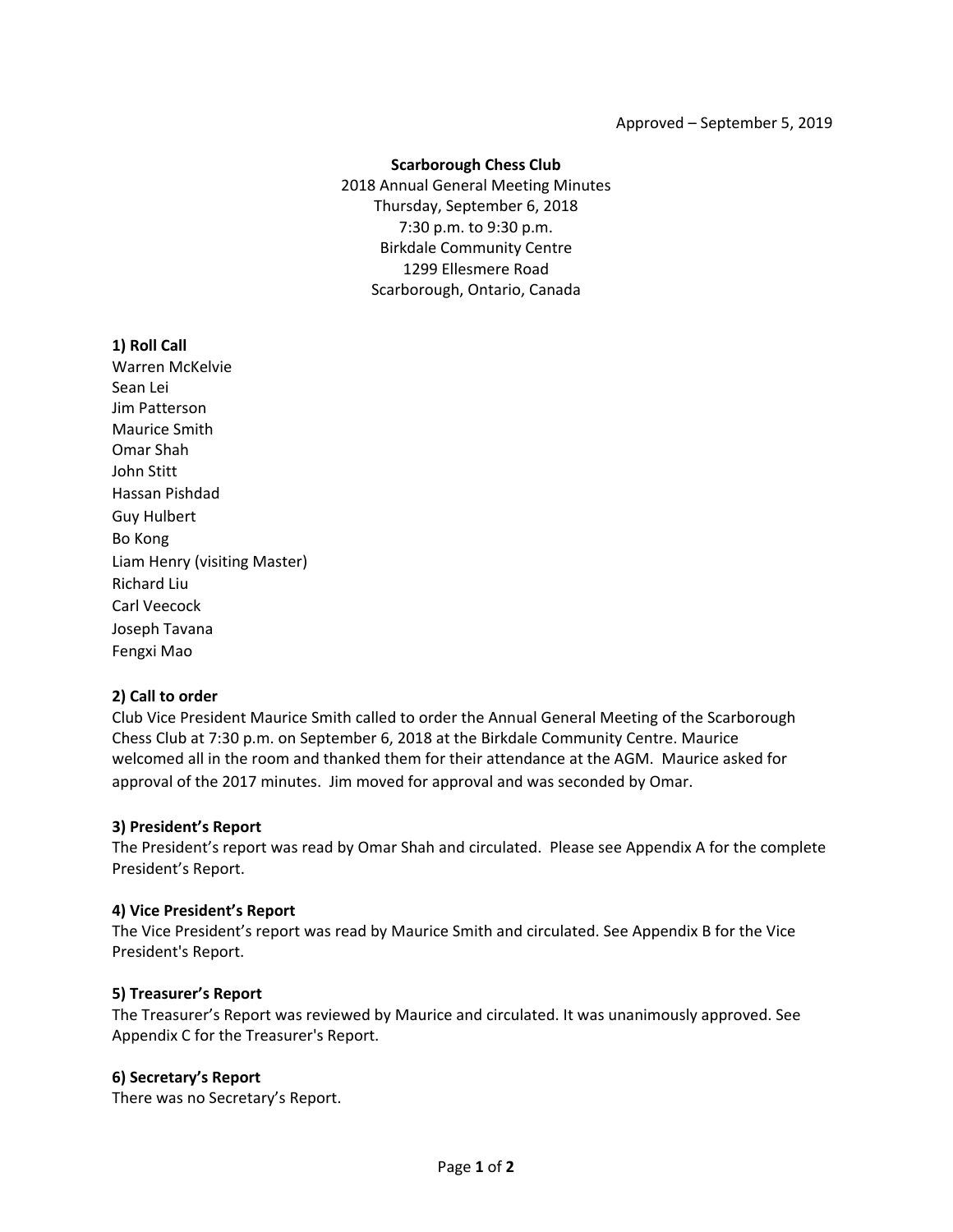Approved – September 5, 2019

**Scarborough Chess Club**

2018 Annual General Meeting Minutes
Thursday, September 6, 2018
7:30 p.m. to 9:30 p.m.
Birkdale Community Centre
1299 Ellesmere Road
Scarborough, Ontario, Canada

### 1) Roll Call

Warren McKelvie
Sean Lei
Jim Patterson
Maurice Smith
Omar Shah
John Stitt
Hassan Pishdad
Guy Hulbert
Bo Kong
Liam Henry (visiting Master)
Richard Liu
Carl Veecock
Joseph Tavana
Fengxi Mao

### 2) Call to order

Club Vice President Maurice Smith called to order the Annual General Meeting of the Scarborough Chess Club at 7:30 p.m. on September 6, 2018 at the Birkdale Community Centre. Maurice welcomed all in the room and thanked them for their attendance at the AGM. Maurice asked for approval of the 2017 minutes. Jim moved for approval and was seconded by Omar.

### 3) President's Report

The President's report was read by Omar Shah and circulated. Please see Appendix A for the complete President's Report.

### 4) Vice President's Report

The Vice President's report was read by Maurice Smith and circulated. See Appendix B for the Vice President's Report.

### 5) Treasurer's Report

The Treasurer's Report was reviewed by Maurice and circulated. It was unanimously approved. See Appendix C for the Treasurer's Report.

### 6) Secretary's Report

There was no Secretary's Report.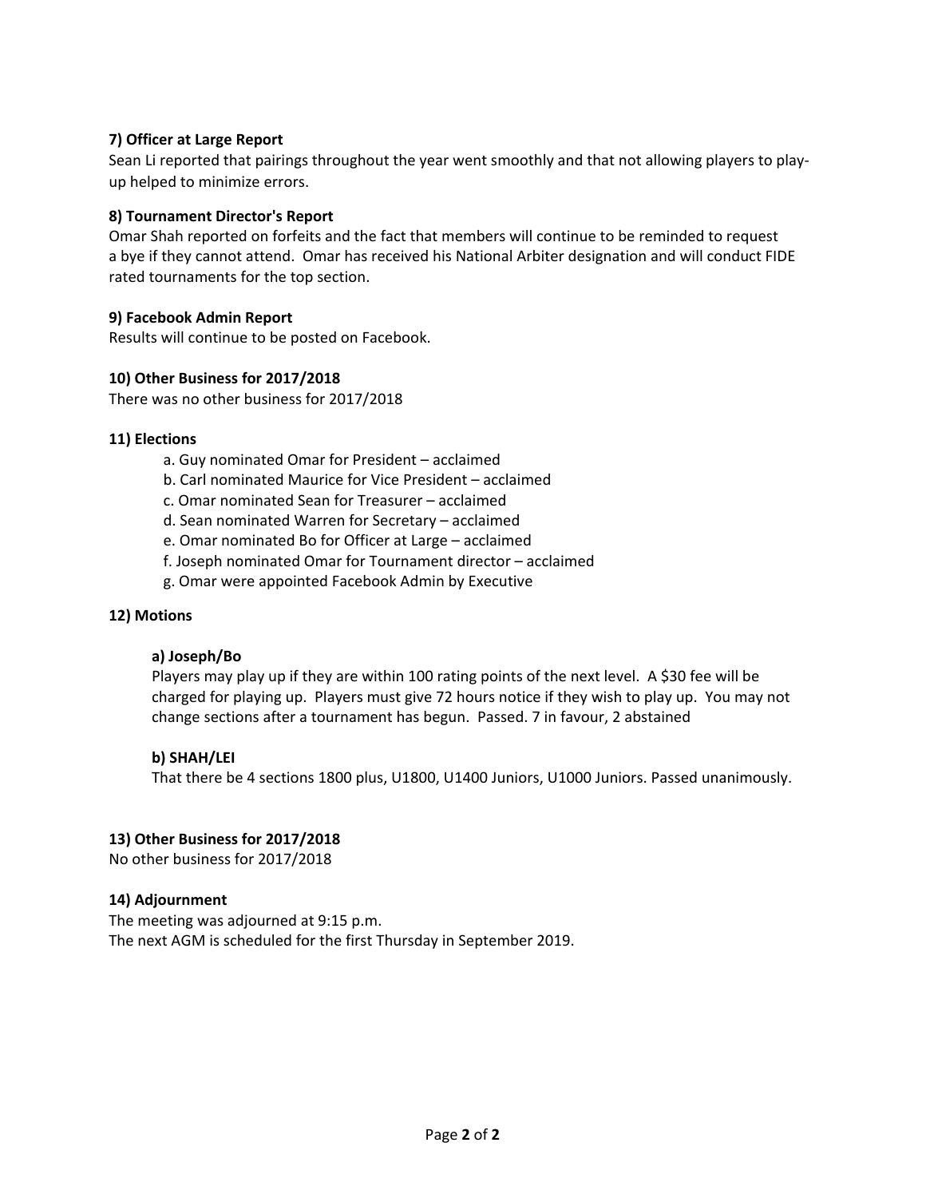**7) Officer at Large Report**

Sean Li reported that pairings throughout the year went smoothly and that not allowing players to play-up helped to minimize errors.

**8) Tournament Director's Report**

Omar Shah reported on forfeits and the fact that members will continue to be reminded to request a bye if they cannot attend. Omar has received his National Arbiter designation and will conduct FIDE rated tournaments for the top section.

**9) Facebook Admin Report**

Results will continue to be posted on Facebook.

**10) Other Business for 2017/2018**

There was no other business for 2017/2018

**11) Elections**

a. Guy nominated Omar for President – acclaimed
b. Carl nominated Maurice for Vice President – acclaimed
c. Omar nominated Sean for Treasurer – acclaimed
d. Sean nominated Warren for Secretary – acclaimed
e. Omar nominated Bo for Officer at Large – acclaimed
f. Joseph nominated Omar for Tournament director – acclaimed
g. Omar were appointed Facebook Admin by Executive

**12) Motions**

**a) Joseph/Bo**

Players may play up if they are within 100 rating points of the next level. A $30 fee will be charged for playing up. Players must give 72 hours notice if they wish to play up. You may not change sections after a tournament has begun. Passed. 7 in favour, 2 abstained

**b) SHAH/LEI**

That there be 4 sections 1800 plus, U1800, U1400 Juniors, U1000 Juniors. Passed unanimously.

**13) Other Business for 2017/2018**

No other business for 2017/2018

**14) Adjournment**

The meeting was adjourned at 9:15 p.m.
The next AGM is scheduled for the first Thursday in September 2019.